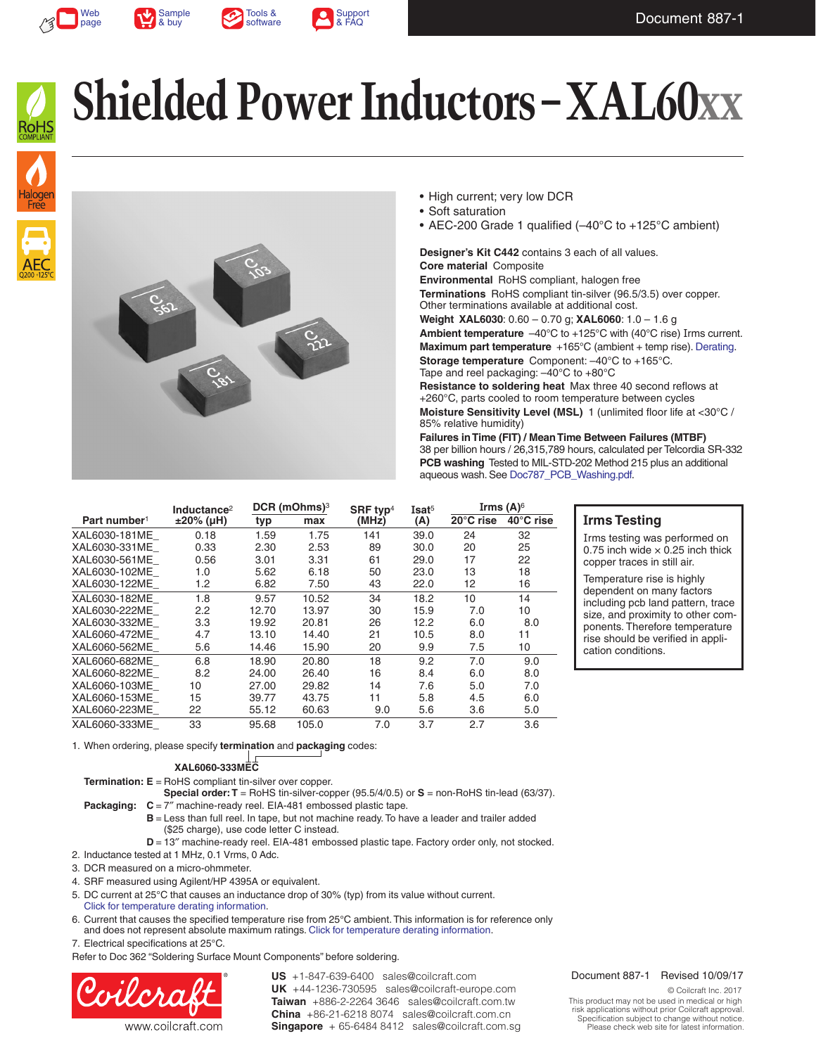Document 887-1

# Shielded Power Inductors – XAL60xx

- High current; very low DCR
- Soft saturation
- AEC-200 Grade 1 qualified (–40°C to +125°C ambient)

**Designer's Kit C442** contains 3 each of all values.
**Core material** Composite
**Environmental** RoHS compliant, halogen free
**Terminations** RoHS compliant tin-silver (96.5/3.5) over copper. Other terminations available at additional cost.
**Weight XAL6030**: 0.60 – 0.70 g; **XAL6060**: 1.0 – 1.6 g
**Ambient temperature** –40°C to +125°C with (40°C rise) Irms current.
**Maximum part temperature** +165°C (ambient + temp rise). Derating.
**Storage temperature** Component: –40°C to +165°C. Tape and reel packaging: –40°C to +80°C
**Resistance to soldering heat** Max three 40 second reflows at +260°C, parts cooled to room temperature between cycles
**Moisture Sensitivity Level (MSL)** 1 (unlimited floor life at <30°C / 85% relative humidity)
**Failures in Time (FIT) / Mean Time Between Failures (MTBF)**
38 per billion hours / 26,315,789 hours, calculated per Telcordia SR-332
**PCB washing** Tested to MIL-STD-202 Method 215 plus an additional aqueous wash. See Doc787_PCB_Washing.pdf.

| Part number[1] | Inductance[2] ±20% (µH) | DCR (mOhms)[3] typ | DCR (mOhms)[3] max | SRF typ[4] (MHz) | Isat[5] (A) | Irms (A)[6] 20°C rise | Irms (A)[6] 40°C rise |
|---|---|---|---|---|---|---|---|
| XAL6030-181ME_ | 0.18 | 1.59 | 1.75 | 141 | 39.0 | 24 | 32 |
| XAL6030-331ME_ | 0.33 | 2.30 | 2.53 | 89 | 30.0 | 20 | 25 |
| XAL6030-561ME_ | 0.56 | 3.01 | 3.31 | 61 | 29.0 | 17 | 22 |
| XAL6030-102ME_ | 1.0 | 5.62 | 6.18 | 50 | 23.0 | 13 | 18 |
| XAL6030-122ME_ | 1.2 | 6.82 | 7.50 | 43 | 22.0 | 12 | 16 |
| XAL6030-182ME_ | 1.8 | 9.57 | 10.52 | 34 | 18.2 | 10 | 14 |
| XAL6030-222ME_ | 2.2 | 12.70 | 13.97 | 30 | 15.9 | 7.0 | 10 |
| XAL6030-332ME_ | 3.3 | 19.92 | 20.81 | 26 | 12.2 | 6.0 | 8.0 |
| XAL6060-472ME_ | 4.7 | 13.10 | 14.40 | 21 | 10.5 | 8.0 | 11 |
| XAL6060-562ME_ | 5.6 | 14.46 | 15.90 | 20 | 9.9 | 7.5 | 10 |
| XAL6060-682ME_ | 6.8 | 18.90 | 20.80 | 18 | 9.2 | 7.0 | 9.0 |
| XAL6060-822ME_ | 8.2 | 24.00 | 26.40 | 16 | 8.4 | 6.0 | 8.0 |
| XAL6060-103ME_ | 10 | 27.00 | 29.82 | 14 | 7.6 | 5.0 | 7.0 |
| XAL6060-153ME_ | 15 | 39.77 | 43.75 | 11 | 5.8 | 4.5 | 6.0 |
| XAL6060-223ME_ | 22 | 55.12 | 60.63 | 9.0 | 5.6 | 3.6 | 5.0 |
| XAL6060-333ME_ | 33 | 95.68 | 105.0 | 7.0 | 3.7 | 2.7 | 3.6 |

### Irms Testing

Irms testing was performed on 0.75 inch wide × 0.25 inch thick copper traces in still air.

Temperature rise is highly dependent on many factors including pcb land pattern, trace size, and proximity to other components. Therefore temperature rise should be verified in application conditions.

1. When ordering, please specify **termination** and **packaging** codes:

   **XAL6060-333MEC**

   **Termination: E** = RoHS compliant tin-silver over copper.
   **Special order: T** = RoHS tin-silver-copper (95.5/4/0.5) or **S** = non-RoHS tin-lead (63/37).
   **Packaging: C** = 7″ machine-ready reel. EIA-481 embossed plastic tape.
   **B** = Less than full reel. In tape, but not machine ready. To have a leader and trailer added ($25 charge), use code letter C instead.
   **D** = 13″ machine-ready reel. EIA-481 embossed plastic tape. Factory order only, not stocked.
2. Inductance tested at 1 MHz, 0.1 Vrms, 0 Adc.
3. DCR measured on a micro-ohmmeter.
4. SRF measured using Agilent/HP 4395A or equivalent.
5. DC current at 25°C that causes an inductance drop of 30% (typ) from its value without current. Click for temperature derating information.
6. Current that causes the specified temperature rise from 25°C ambient. This information is for reference only and does not represent absolute maximum ratings. Click for temperature derating information.
7. Electrical specifications at 25°C.

Refer to Doc 362 "Soldering Surface Mount Components" before soldering.

Coilcraft® www.coilcraft.com

**US** +1-847-639-6400 sales@coilcraft.com
**UK** +44-1236-730595 sales@coilcraft-europe.com
**Taiwan** +886-2-2264 3646 sales@coilcraft.com.tw
**China** +86-21-6218 8074 sales@coilcraft.com.cn
**Singapore** + 65-6484 8412 sales@coilcraft.com.sg

Document 887-1 Revised 10/09/17

© Coilcraft Inc. 2017
This product may not be used in medical or high risk applications without prior Coilcraft approval. Specification subject to change without notice. Please check web site for latest information.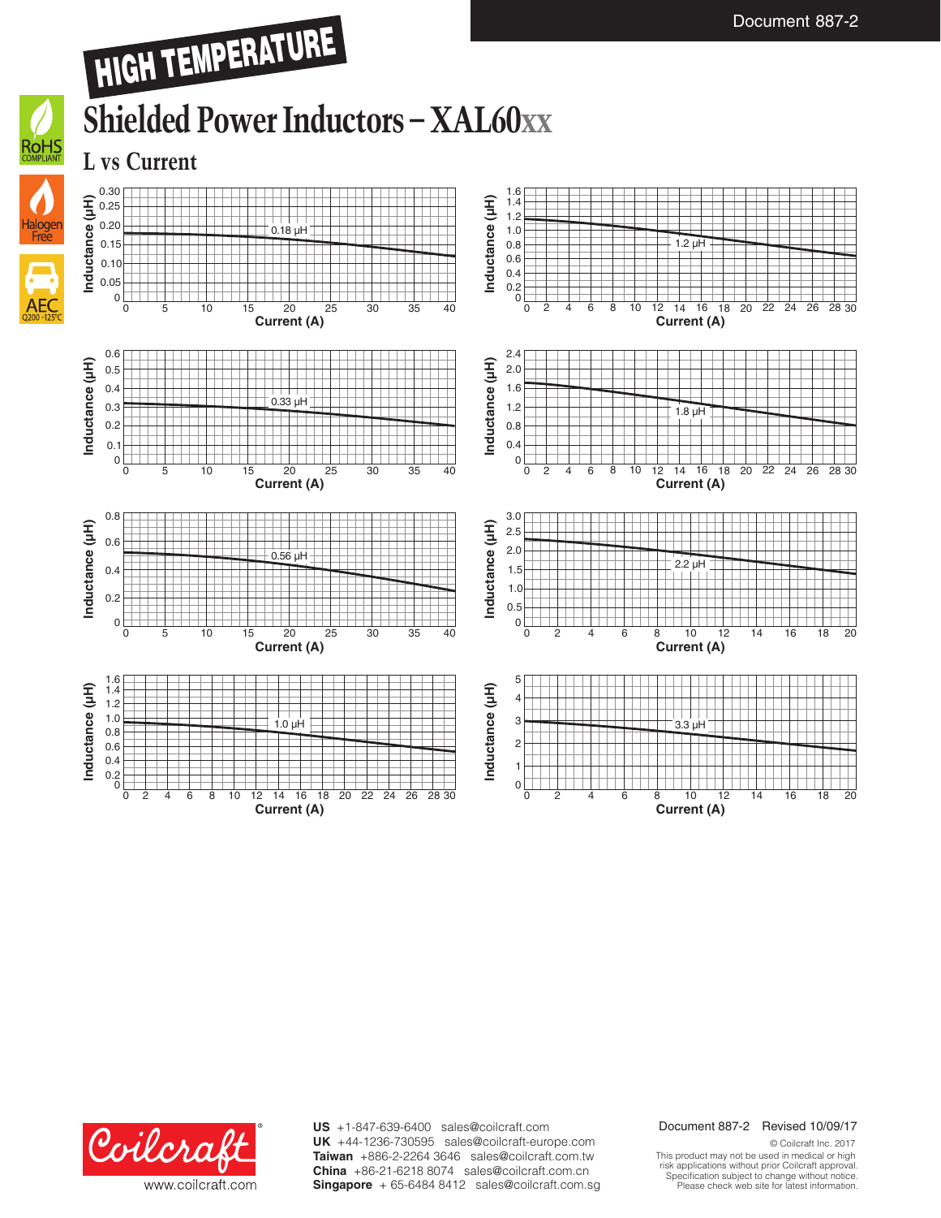HIGH TEMPERATURE

# Shielded Power Inductors – XAL60xx

## L vs Current

Inductance (µH) vs Current (A): 0.18 µH

Inductance (µH) vs Current (A): 1.2 µH

Inductance (µH) vs Current (A): 0.33 µH

Inductance (µH) vs Current (A): 1.8 µH

Inductance (µH) vs Current (A): 0.56 µH

Inductance (µH) vs Current (A): 2.2 µH

Inductance (µH) vs Current (A): 1.0 µH

Inductance (µH) vs Current (A): 3.3 µH

www.coilcraft.com

**US** +1-847-639-6400 sales@coilcraft.com
**UK** +44-1236-730595 sales@coilcraft-europe.com
**Taiwan** +886-2-2264 3646 sales@coilcraft.com.tw
**China** +86-21-6218 8074 sales@coilcraft.com.cn
**Singapore** + 65-6484 8412 sales@coilcraft.com.sg

Document 887-2 Revised 10/09/17

© Coilcraft Inc. 2017
This product may not be used in medical or high risk applications without prior Coilcraft approval.
Specification subject to change without notice.
Please check web site for latest information.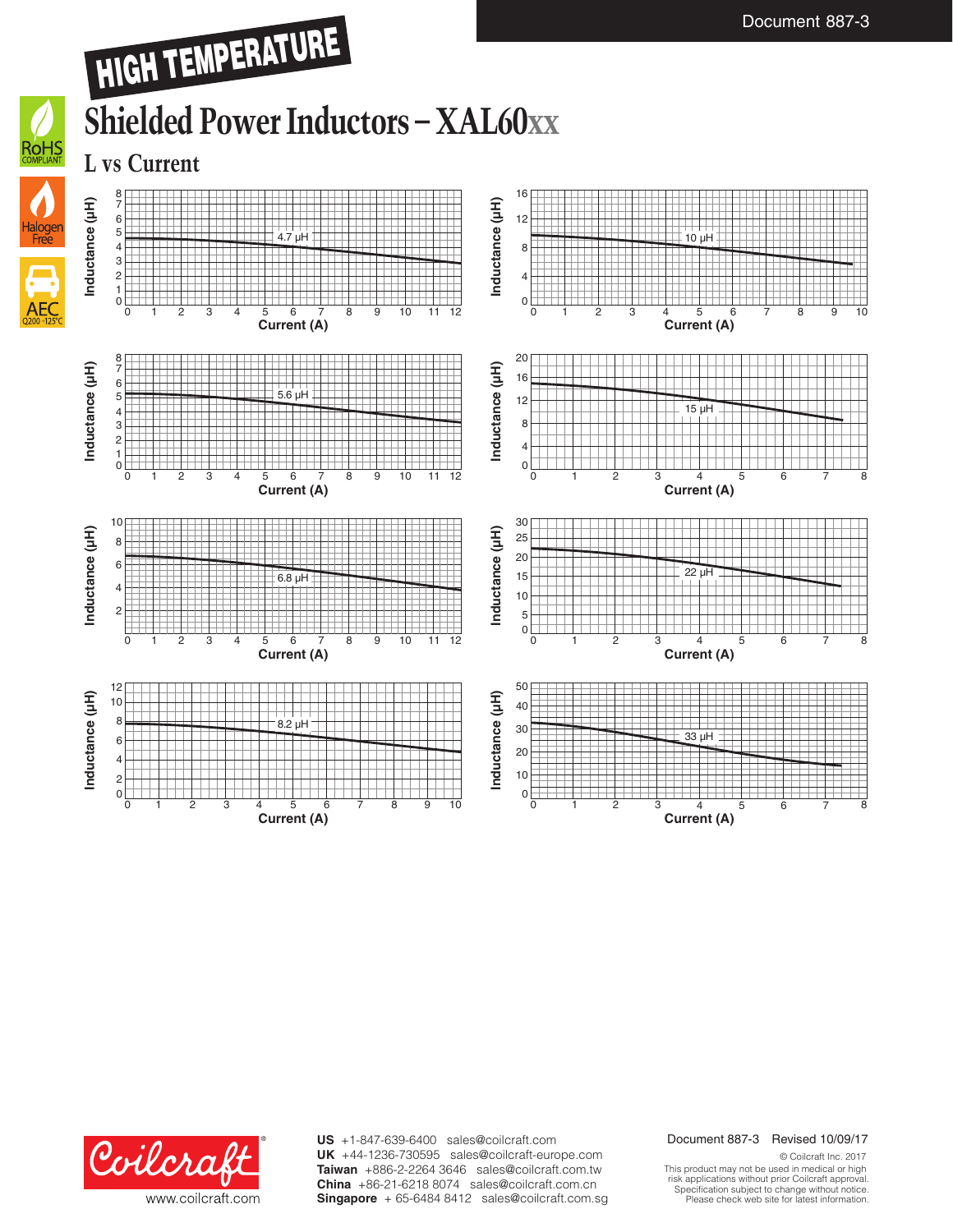# HIGH TEMPERATURE

# Shielded Power Inductors – XAL60xx

## L vs Current

4.7 µH — Inductance (µH) vs Current (A)

10 µH — Inductance (µH) vs Current (A)

5.6 µH — Inductance (µH) vs Current (A)

15 µH — Inductance (µH) vs Current (A)

6.8 µH — Inductance (µH) vs Current (A)

22 µH — Inductance (µH) vs Current (A)

8.2 µH — Inductance (µH) vs Current (A)

33 µH — Inductance (µH) vs Current (A)

**US** +1-847-639-6400 sales@coilcraft.com
**UK** +44-1236-730595 sales@coilcraft-europe.com
**Taiwan** +886-2-2264 3646 sales@coilcraft.com.tw
**China** +86-21-6218 8074 sales@coilcraft.com.cn
**Singapore** + 65-6484 8412 sales@coilcraft.com.sg

Document 887-3 Revised 10/09/17

© Coilcraft Inc. 2017
This product may not be used in medical or high risk applications without prior Coilcraft approval.
Specification subject to change without notice.
Please check web site for latest information.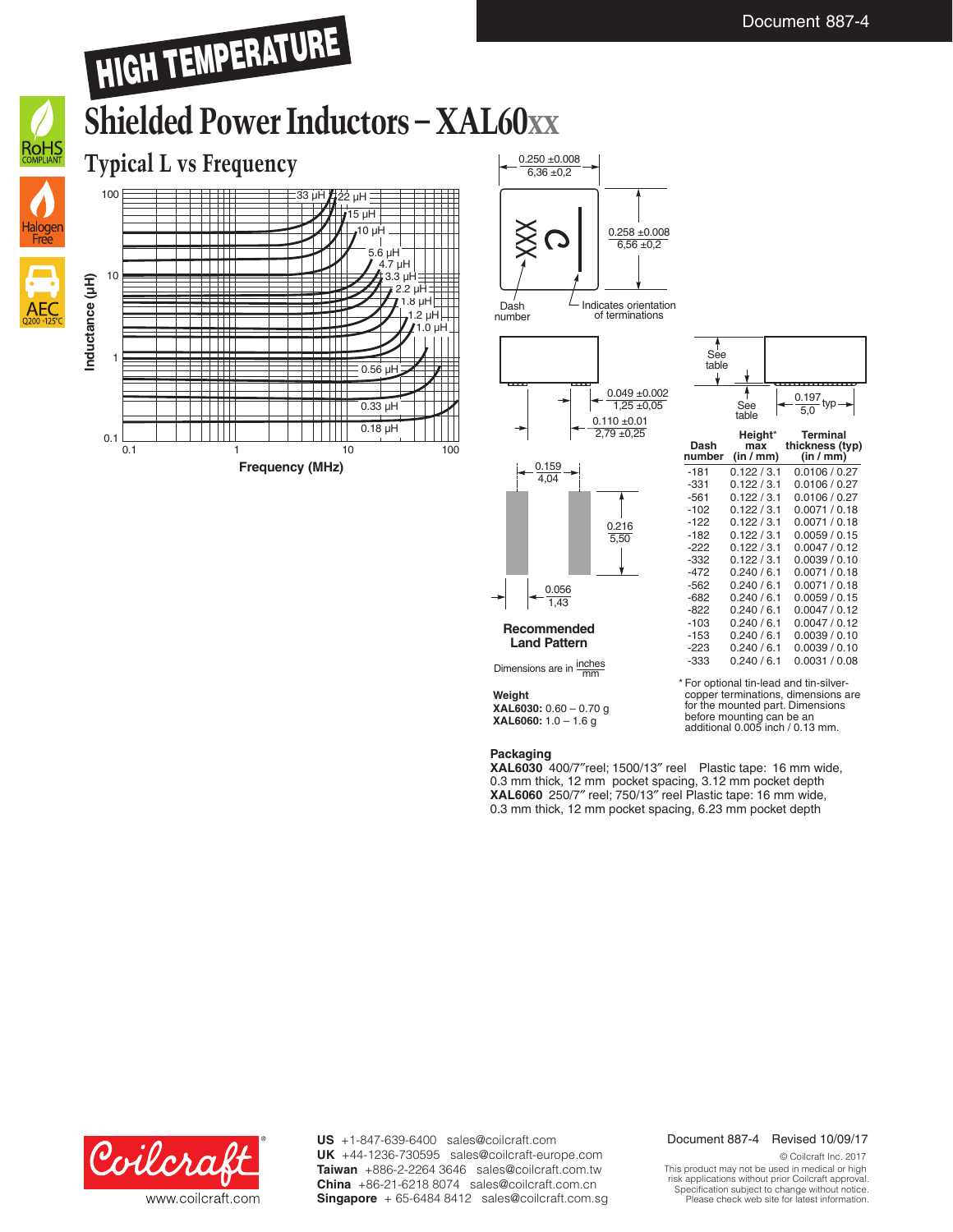HIGH TEMPERATURE

# Shielded Power Inductors – XAL60xx

## Typical L vs Frequency

Inductance (µH)

100
10
1
0.1

0.1
1
10
100

Frequency (MHz)

33 µH
22 µH
15 µH
10 µH
5.6 µH
4.7 µH
3.3 µH
2.2 µH
1.8 µH
1.2 µH
1.0 µH
0.56 µH
0.33 µH
0.18 µH

0.250 ±0.008
6,36 ±0,2

0.258 ±0.008
6,56 ±0,2

XXX

Dash number

Indicates orientation of terminations

0.049 ±0.002
1,25 ±0,05

0.110 ±0.01
2,79 ±0,25

See table

See table

0.197 typ
5,0

0.159
4,04

0.216
5,50

0.056
1,43

**Recommended Land Pattern**

Dimensions are in $\frac{\text{inches}}{\text{mm}}$

| Dash number | Height* max (in / mm) | Terminal thickness (typ) (in / mm) |
|---|---|---|
| -181 | 0.122 / 3.1 | 0.0106 / 0.27 |
| -331 | 0.122 / 3.1 | 0.0106 / 0.27 |
| -561 | 0.122 / 3.1 | 0.0106 / 0.27 |
| -102 | 0.122 / 3.1 | 0.0071 / 0.18 |
| -122 | 0.122 / 3.1 | 0.0071 / 0.18 |
| -182 | 0.122 / 3.1 | 0.0059 / 0.15 |
| -222 | 0.122 / 3.1 | 0.0047 / 0.12 |
| -332 | 0.122 / 3.1 | 0.0039 / 0.10 |
| -472 | 0.240 / 6.1 | 0.0071 / 0.18 |
| -562 | 0.240 / 6.1 | 0.0071 / 0.18 |
| -682 | 0.240 / 6.1 | 0.0059 / 0.15 |
| -822 | 0.240 / 6.1 | 0.0047 / 0.12 |
| -103 | 0.240 / 6.1 | 0.0047 / 0.12 |
| -153 | 0.240 / 6.1 | 0.0039 / 0.10 |
| -223 | 0.240 / 6.1 | 0.0039 / 0.10 |
| -333 | 0.240 / 6.1 | 0.0031 / 0.08 |

* For optional tin-lead and tin-silver-copper terminations, dimensions are for the mounted part. Dimensions before mounting can be an additional 0.005 inch / 0.13 mm.

**Weight**
**XAL6030:** 0.60 – 0.70 g
**XAL6060:** 1.0 – 1.6 g

**Packaging**
**XAL6030** 400/7″reel; 1500/13″ reel  Plastic tape: 16 mm wide, 0.3 mm thick, 12 mm pocket spacing, 3.12 mm pocket depth
**XAL6060** 250/7″ reel; 750/13″ reel Plastic tape: 16 mm wide, 0.3 mm thick, 12 mm pocket spacing, 6.23 mm pocket depth

Coilcraft
www.coilcraft.com

**US** +1-847-639-6400 sales@coilcraft.com
**UK** +44-1236-730595 sales@coilcraft-europe.com
**Taiwan** +886-2-2264 3646 sales@coilcraft.com.tw
**China** +86-21-6218 8074 sales@coilcraft.com.cn
**Singapore** + 65-6484 8412 sales@coilcraft.com.sg

Document 887-4 Revised 10/09/17

© Coilcraft Inc. 2017
This product may not be used in medical or high risk applications without prior Coilcraft approval. Specification subject to change without notice. Please check web site for latest information.